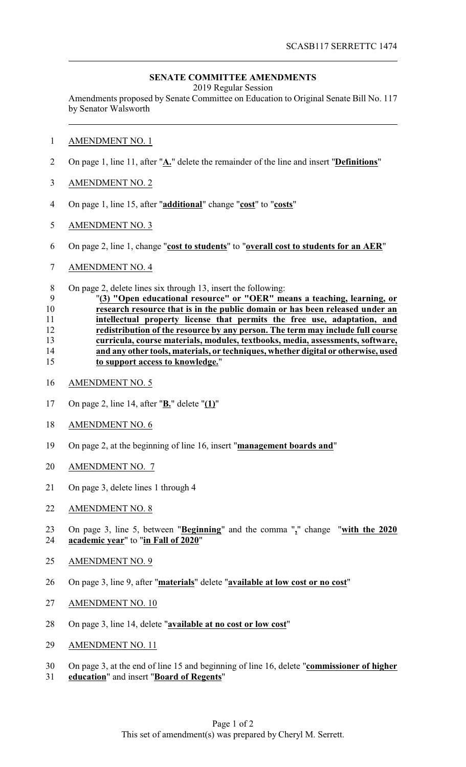SCASB117 SERRETTC 1474

## SENATE COMMITTEE AMENDMENTS

2019 Regular Session

Amendments proposed by Senate Committee on Education to Original Senate Bill No. 117 by Senator Walsworth

AMENDMENT NO. 1

On page 1, line 11, after "**A.**" delete the remainder of the line and insert "**Definitions**"

AMENDMENT NO. 2

On page 1, line 15, after "**additional**" change "**cost**" to "**costs**"

AMENDMENT NO. 3

On page 2, line 1, change "**cost to students**" to "**overall cost to students for an AER**"

AMENDMENT NO. 4

On page 2, delete lines six through 13, insert the following:

"**(3) "Open educational resource" or "OER" means a teaching, learning, or research resource that is in the public domain or has been released under an intellectual property license that permits the free use, adaptation, and redistribution of the resource by any person. The term may include full course curricula, course materials, modules, textbooks, media, assessments, software, and any other tools, materials, or techniques, whether digital or otherwise, used to support access to knowledge.**"

AMENDMENT NO. 5

On page 2, line 14, after "**B.**" delete "**(1)**"

AMENDMENT NO. 6

On page 2, at the beginning of line 16, insert "**management boards and**"

AMENDMENT NO. 7

On page 3, delete lines 1 through 4

AMENDMENT NO. 8

On page 3, line 5, between "**Beginning**" and the comma "**,**" change "**with the 2020 academic year**" to "**in Fall of 2020**"

AMENDMENT NO. 9

On page 3, line 9, after "**materials**" delete "**available at low cost or no cost**"

AMENDMENT NO. 10

On page 3, line 14, delete "**available at no cost or low cost**"

AMENDMENT NO. 11

On page 3, at the end of line 15 and beginning of line 16, delete "**commissioner of higher education**" and insert "**Board of Regents**"

This set of amendment(s) was prepared by Cheryl M. Serrett.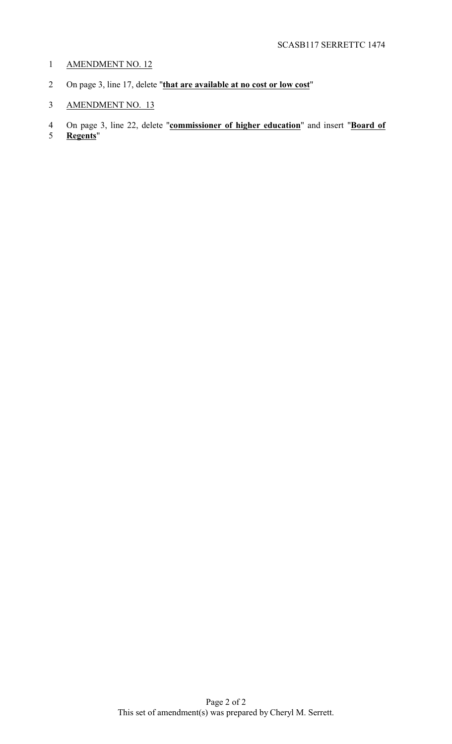AMENDMENT NO. 12

On page 3, line 17, delete "**that are available at no cost or low cost**"

AMENDMENT NO. 13

On page 3, line 22, delete "**commissioner of higher education**" and insert "**Board of Regents**"

This set of amendment(s) was prepared by Cheryl M. Serrett.